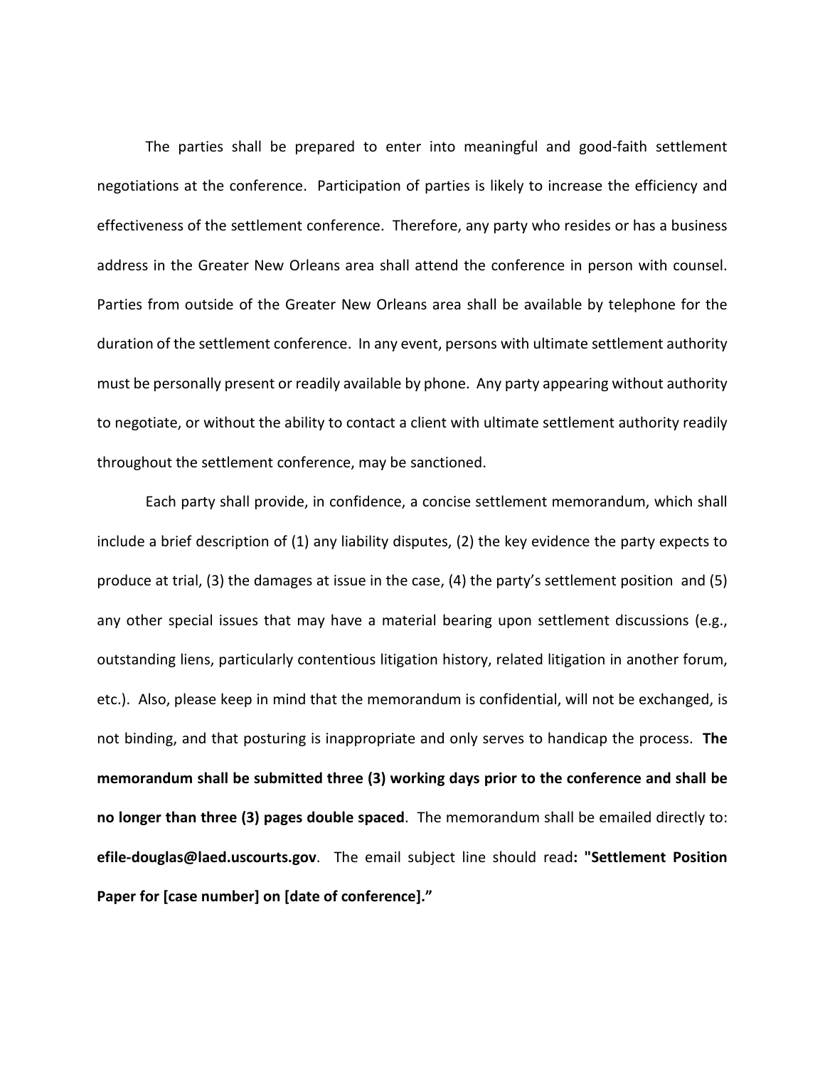The parties shall be prepared to enter into meaningful and good-faith settlement negotiations at the conference. Participation of parties is likely to increase the efficiency and effectiveness of the settlement conference. Therefore, any party who resides or has a business address in the Greater New Orleans area shall attend the conference in person with counsel. Parties from outside of the Greater New Orleans area shall be available by telephone for the duration of the settlement conference. In any event, persons with ultimate settlement authority must be personally present or readily available by phone. Any party appearing without authority to negotiate, or without the ability to contact a client with ultimate settlement authority readily throughout the settlement conference, may be sanctioned.

Each party shall provide, in confidence, a concise settlement memorandum, which shall include a brief description of (1) any liability disputes, (2) the key evidence the party expects to produce at trial, (3) the damages at issue in the case, (4) the party's settlement position and (5) any other special issues that may have a material bearing upon settlement discussions (e.g., outstanding liens, particularly contentious litigation history, related litigation in another forum, etc.). Also, please keep in mind that the memorandum is confidential, will not be exchanged, is not binding, and that posturing is inappropriate and only serves to handicap the process. **The memorandum shall be submitted three (3) working days prior to the conference and shall be no longer than three (3) pages double spaced**. The memorandum shall be emailed directly to: **efile-douglas@laed.uscourts.gov**. The email subject line should read**: "Settlement Position Paper for [case number] on [date of conference]."**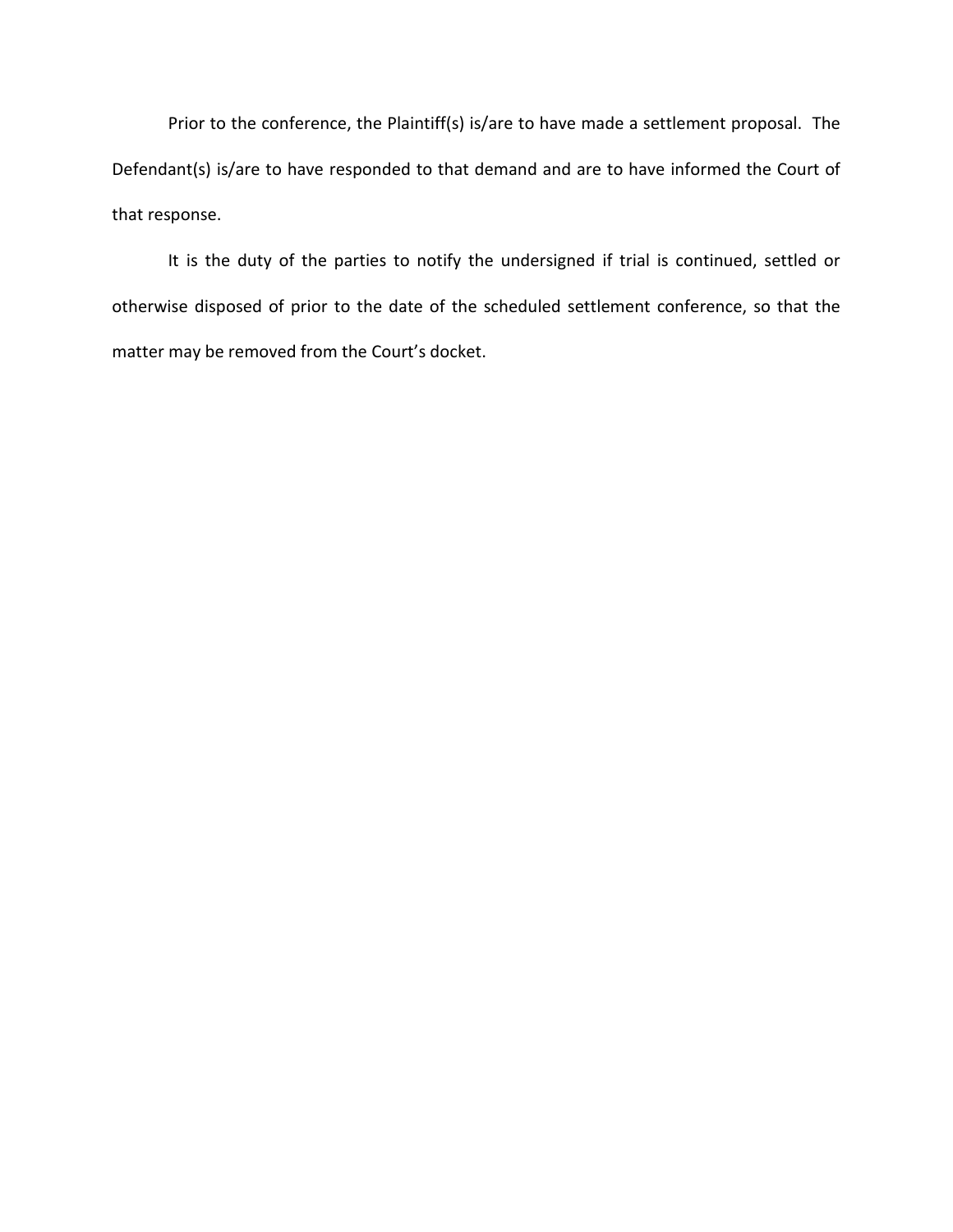Prior to the conference, the Plaintiff(s) is/are to have made a settlement proposal. The Defendant(s) is/are to have responded to that demand and are to have informed the Court of that response.

It is the duty of the parties to notify the undersigned if trial is continued, settled or otherwise disposed of prior to the date of the scheduled settlement conference, so that the matter may be removed from the Court's docket.